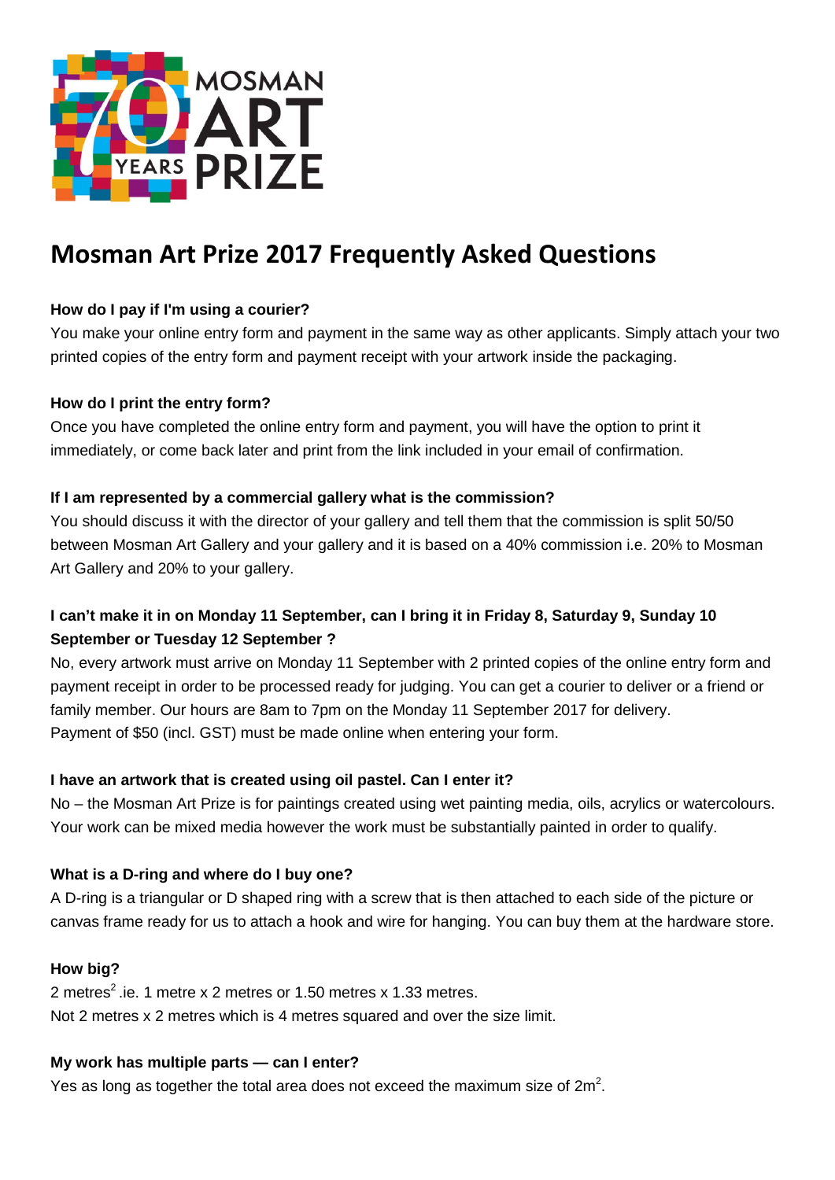# Mosman Art Prize 2017 Frequently Asked Questions

**How do I pay if I'm using a courier?**

You make your online entry form and payment in the same way as other applicants. Simply attach your two printed copies of the entry form and payment receipt with your artwork inside the packaging.

**How do I print the entry form?**

Once you have completed the online entry form and payment, you will have the option to print it immediately, or come back later and print from the link included in your email of confirmation.

**If I am represented by a commercial gallery what is the commission?**

You should discuss it with the director of your gallery and tell them that the commission is split 50/50 between Mosman Art Gallery and your gallery and it is based on a 40% commission i.e. 20% to Mosman Art Gallery and 20% to your gallery.

**I can't make it in on Monday 11 September, can I bring it in Friday 8, Saturday 9, Sunday 10 September or Tuesday 12 September ?**

No, every artwork must arrive on Monday 11 September with 2 printed copies of the online entry form and payment receipt in order to be processed ready for judging. You can get a courier to deliver or a friend or family member. Our hours are 8am to 7pm on the Monday 11 September 2017 for delivery.
Payment of $50 (incl. GST) must be made online when entering your form.

**I have an artwork that is created using oil pastel. Can I enter it?**

No – the Mosman Art Prize is for paintings created using wet painting media, oils, acrylics or watercolours. Your work can be mixed media however the work must be substantially painted in order to qualify.

**What is a D-ring and where do I buy one?**

A D-ring is a triangular or D shaped ring with a screw that is then attached to each side of the picture or canvas frame ready for us to attach a hook and wire for hanging. You can buy them at the hardware store.

**How big?**

2 metres$^2$ .ie. 1 metre x 2 metres or 1.50 metres x 1.33 metres.
Not 2 metres x 2 metres which is 4 metres squared and over the size limit.

**My work has multiple parts — can I enter?**

Yes as long as together the total area does not exceed the maximum size of 2m$^2$.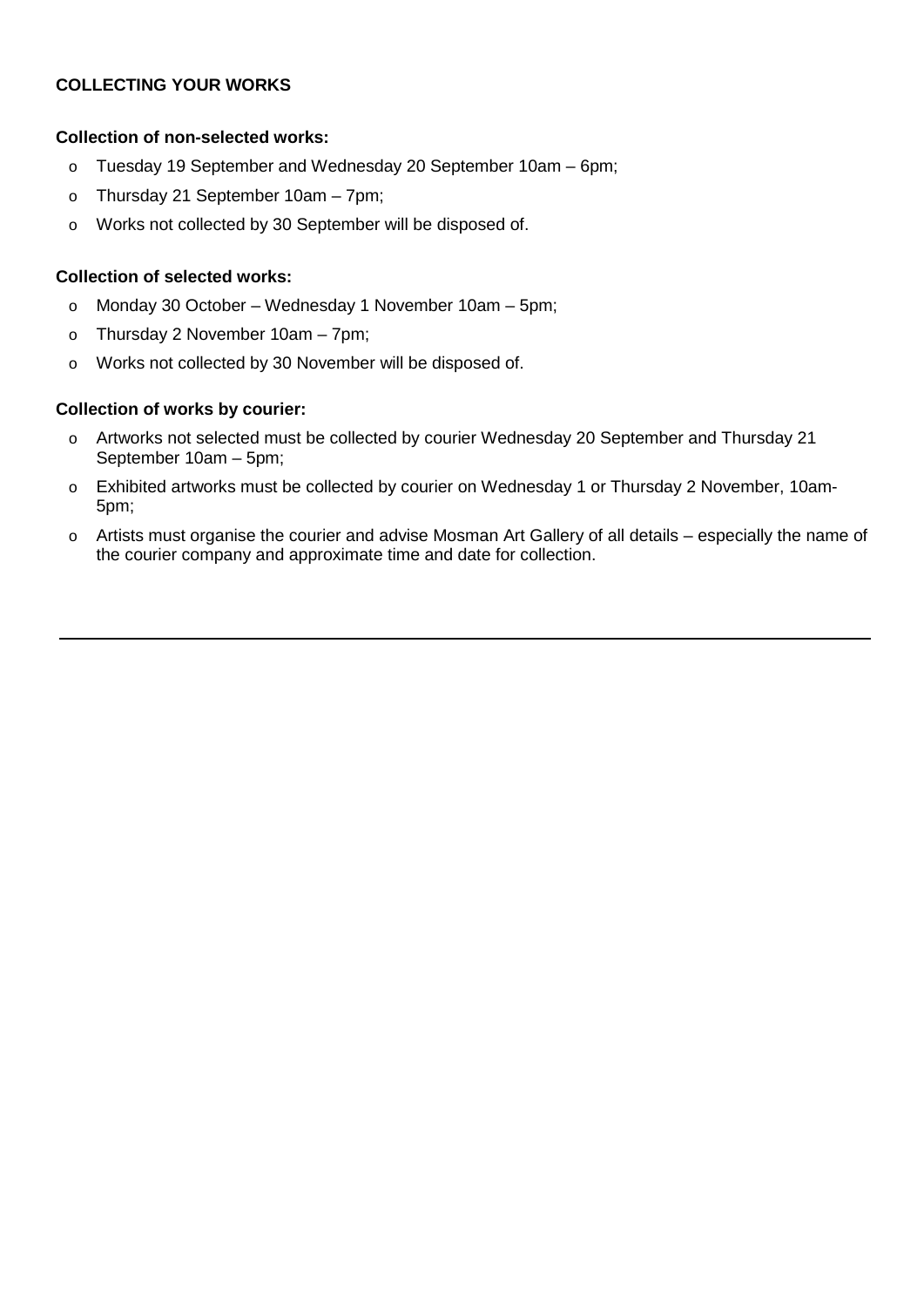## COLLECTING YOUR WORKS

**Collection of non-selected works:**

- Tuesday 19 September and Wednesday 20 September 10am – 6pm;
- Thursday 21 September 10am – 7pm;
- Works not collected by 30 September will be disposed of.

**Collection of selected works:**

- Monday 30 October – Wednesday 1 November 10am – 5pm;
- Thursday 2 November 10am – 7pm;
- Works not collected by 30 November will be disposed of.

**Collection of works by courier:**

- Artworks not selected must be collected by courier Wednesday 20 September and Thursday 21 September 10am – 5pm;
- Exhibited artworks must be collected by courier on Wednesday 1 or Thursday 2 November, 10am-5pm;
- Artists must organise the courier and advise Mosman Art Gallery of all details – especially the name of the courier company and approximate time and date for collection.

---